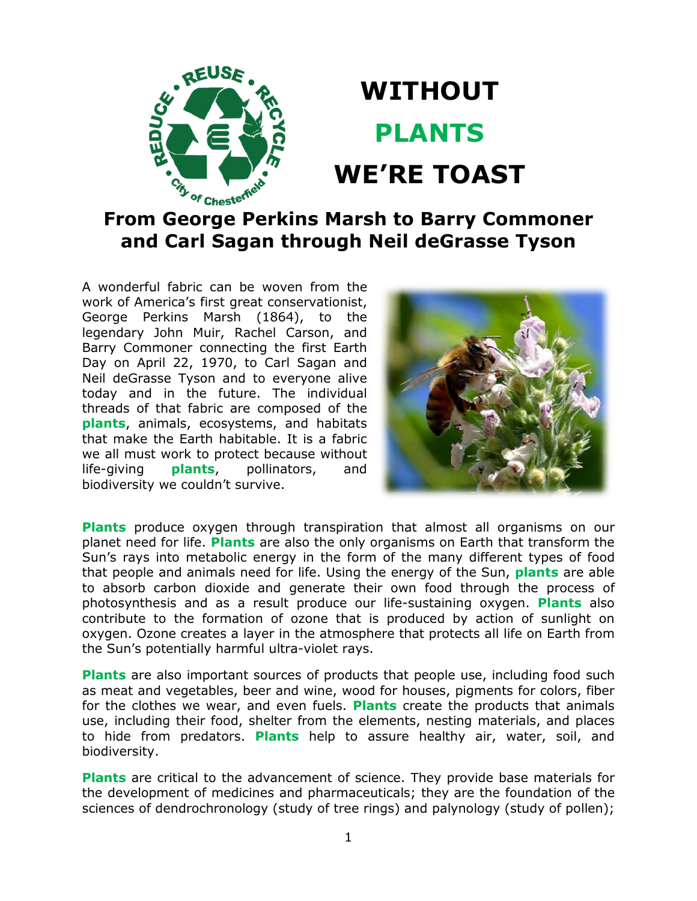# WITHOUT PLANTS WE'RE TOAST

## From George Perkins Marsh to Barry Commoner and Carl Sagan through Neil deGrasse Tyson

A wonderful fabric can be woven from the work of America's first great conservationist, George Perkins Marsh (1864), to the legendary John Muir, Rachel Carson, and Barry Commoner connecting the first Earth Day on April 22, 1970, to Carl Sagan and Neil deGrasse Tyson and to everyone alive today and in the future. The individual threads of that fabric are composed of the **plants**, animals, ecosystems, and habitats that make the Earth habitable. It is a fabric we all must work to protect because without life-giving **plants**, pollinators, and biodiversity we couldn't survive.

**Plants** produce oxygen through transpiration that almost all organisms on our planet need for life. **Plants** are also the only organisms on Earth that transform the Sun's rays into metabolic energy in the form of the many different types of food that people and animals need for life. Using the energy of the Sun, **plants** are able to absorb carbon dioxide and generate their own food through the process of photosynthesis and as a result produce our life-sustaining oxygen. **Plants** also contribute to the formation of ozone that is produced by action of sunlight on oxygen. Ozone creates a layer in the atmosphere that protects all life on Earth from the Sun's potentially harmful ultra-violet rays.

**Plants** are also important sources of products that people use, including food such as meat and vegetables, beer and wine, wood for houses, pigments for colors, fiber for the clothes we wear, and even fuels. **Plants** create the products that animals use, including their food, shelter from the elements, nesting materials, and places to hide from predators. **Plants** help to assure healthy air, water, soil, and biodiversity.

**Plants** are critical to the advancement of science. They provide base materials for the development of medicines and pharmaceuticals; they are the foundation of the sciences of dendrochronology (study of tree rings) and palynology (study of pollen);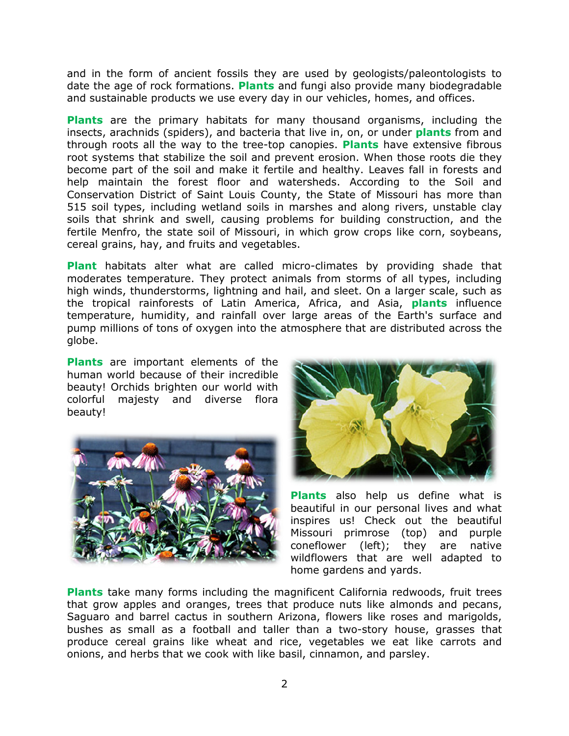and in the form of ancient fossils they are used by geologists/paleontologists to date the age of rock formations. **Plants** and fungi also provide many biodegradable and sustainable products we use every day in our vehicles, homes, and offices.

**Plants** are the primary habitats for many thousand organisms, including the insects, arachnids (spiders), and bacteria that live in, on, or under **plants** from and through roots all the way to the tree-top canopies. **Plants** have extensive fibrous root systems that stabilize the soil and prevent erosion. When those roots die they become part of the soil and make it fertile and healthy. Leaves fall in forests and help maintain the forest floor and watersheds. According to the Soil and Conservation District of Saint Louis County, the State of Missouri has more than 515 soil types, including wetland soils in marshes and along rivers, unstable clay soils that shrink and swell, causing problems for building construction, and the fertile Menfro, the state soil of Missouri, in which grow crops like corn, soybeans, cereal grains, hay, and fruits and vegetables.

**Plant** habitats alter what are called micro-climates by providing shade that moderates temperature. They protect animals from storms of all types, including high winds, thunderstorms, lightning and hail, and sleet. On a larger scale, such as the tropical rainforests of Latin America, Africa, and Asia, **plants** influence temperature, humidity, and rainfall over large areas of the Earth's surface and pump millions of tons of oxygen into the atmosphere that are distributed across the globe.

**Plants** are important elements of the human world because of their incredible beauty! Orchids brighten our world with colorful majesty and diverse flora beauty!

**Plants** also help us define what is beautiful in our personal lives and what inspires us! Check out the beautiful Missouri primrose (top) and purple coneflower (left); they are native wildflowers that are well adapted to home gardens and yards.

**Plants** take many forms including the magnificent California redwoods, fruit trees that grow apples and oranges, trees that produce nuts like almonds and pecans, Saguaro and barrel cactus in southern Arizona, flowers like roses and marigolds, bushes as small as a football and taller than a two-story house, grasses that produce cereal grains like wheat and rice, vegetables we eat like carrots and onions, and herbs that we cook with like basil, cinnamon, and parsley.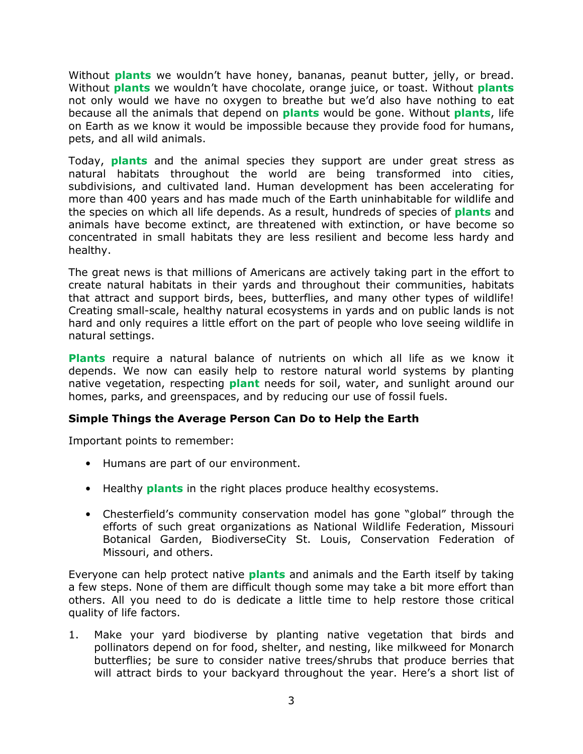Without **plants** we wouldn't have honey, bananas, peanut butter, jelly, or bread. Without **plants** we wouldn't have chocolate, orange juice, or toast. Without **plants** not only would we have no oxygen to breathe but we'd also have nothing to eat because all the animals that depend on **plants** would be gone. Without **plants**, life on Earth as we know it would be impossible because they provide food for humans, pets, and all wild animals.

Today, **plants** and the animal species they support are under great stress as natural habitats throughout the world are being transformed into cities, subdivisions, and cultivated land. Human development has been accelerating for more than 400 years and has made much of the Earth uninhabitable for wildlife and the species on which all life depends. As a result, hundreds of species of **plants** and animals have become extinct, are threatened with extinction, or have become so concentrated in small habitats they are less resilient and become less hardy and healthy.

The great news is that millions of Americans are actively taking part in the effort to create natural habitats in their yards and throughout their communities, habitats that attract and support birds, bees, butterflies, and many other types of wildlife! Creating small-scale, healthy natural ecosystems in yards and on public lands is not hard and only requires a little effort on the part of people who love seeing wildlife in natural settings.

**Plants** require a natural balance of nutrients on which all life as we know it depends. We now can easily help to restore natural world systems by planting native vegetation, respecting **plant** needs for soil, water, and sunlight around our homes, parks, and greenspaces, and by reducing our use of fossil fuels.

**Simple Things the Average Person Can Do to Help the Earth**

Important points to remember:

- Humans are part of our environment.
- Healthy **plants** in the right places produce healthy ecosystems.
- Chesterfield's community conservation model has gone "global" through the efforts of such great organizations as National Wildlife Federation, Missouri Botanical Garden, BiodiverseCity St. Louis, Conservation Federation of Missouri, and others.

Everyone can help protect native **plants** and animals and the Earth itself by taking a few steps. None of them are difficult though some may take a bit more effort than others. All you need to do is dedicate a little time to help restore those critical quality of life factors.

1. Make your yard biodiverse by planting native vegetation that birds and pollinators depend on for food, shelter, and nesting, like milkweed for Monarch butterflies; be sure to consider native trees/shrubs that produce berries that will attract birds to your backyard throughout the year. Here's a short list of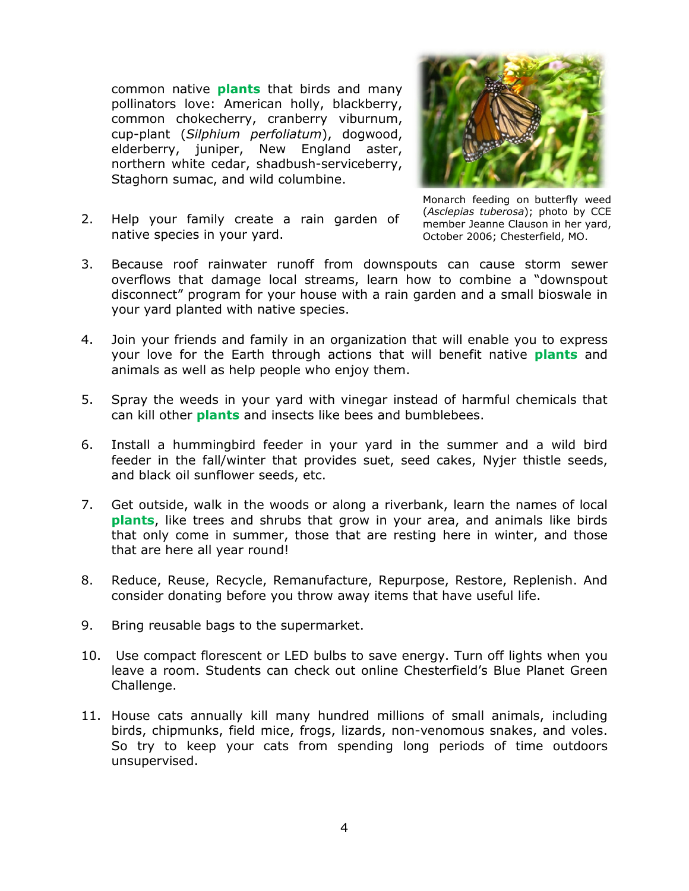common native **plants** that birds and many pollinators love: American holly, blackberry, common chokecherry, cranberry viburnum, cup-plant (*Silphium perfoliatum*), dogwood, elderberry, juniper, New England aster, northern white cedar, shadbush-serviceberry, Staghorn sumac, and wild columbine.

Monarch feeding on butterfly weed (*Asclepias tuberosa*); photo by CCE member Jeanne Clauson in her yard, October 2006; Chesterfield, MO.

2. Help your family create a rain garden of native species in your yard.

3. Because roof rainwater runoff from downspouts can cause storm sewer overflows that damage local streams, learn how to combine a "downspout disconnect" program for your house with a rain garden and a small bioswale in your yard planted with native species.

4. Join your friends and family in an organization that will enable you to express your love for the Earth through actions that will benefit native **plants** and animals as well as help people who enjoy them.

5. Spray the weeds in your yard with vinegar instead of harmful chemicals that can kill other **plants** and insects like bees and bumblebees.

6. Install a hummingbird feeder in your yard in the summer and a wild bird feeder in the fall/winter that provides suet, seed cakes, Nyjer thistle seeds, and black oil sunflower seeds, etc.

7. Get outside, walk in the woods or along a riverbank, learn the names of local **plants**, like trees and shrubs that grow in your area, and animals like birds that only come in summer, those that are resting here in winter, and those that are here all year round!

8. Reduce, Reuse, Recycle, Remanufacture, Repurpose, Restore, Replenish. And consider donating before you throw away items that have useful life.

9. Bring reusable bags to the supermarket.

10. Use compact florescent or LED bulbs to save energy. Turn off lights when you leave a room. Students can check out online Chesterfield's Blue Planet Green Challenge.

11. House cats annually kill many hundred millions of small animals, including birds, chipmunks, field mice, frogs, lizards, non-venomous snakes, and voles. So try to keep your cats from spending long periods of time outdoors unsupervised.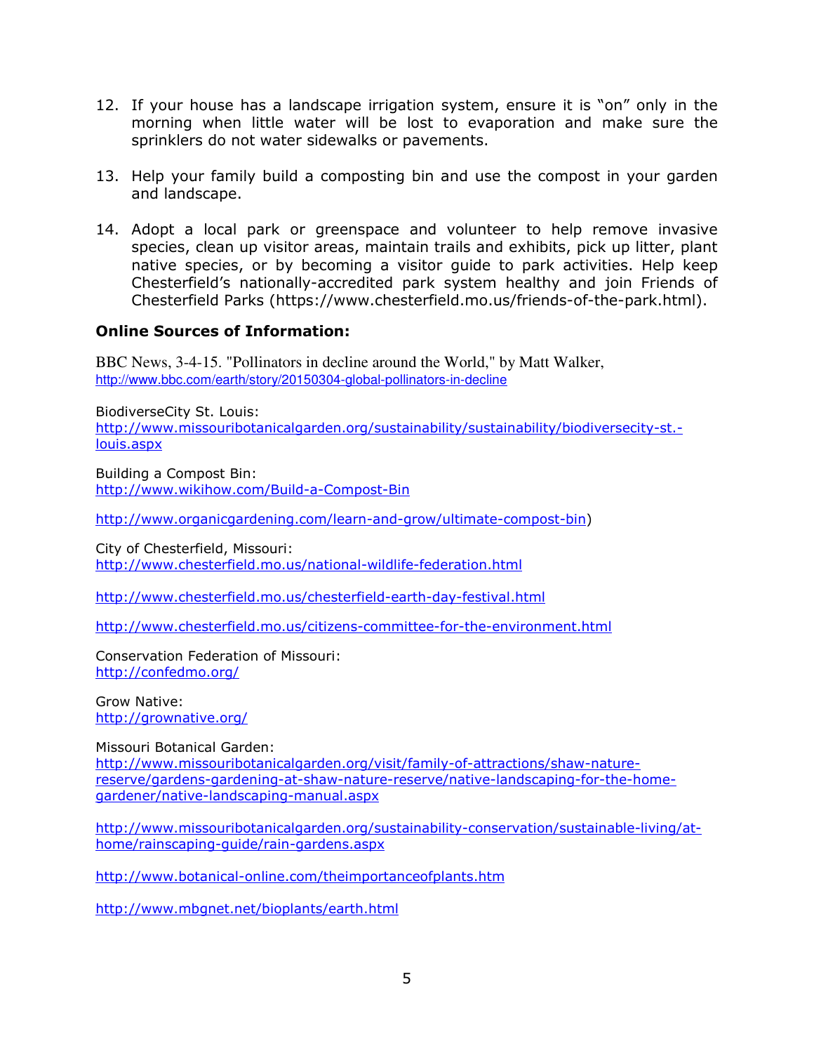12. If your house has a landscape irrigation system, ensure it is "on" only in the morning when little water will be lost to evaporation and make sure the sprinklers do not water sidewalks or pavements.

13. Help your family build a composting bin and use the compost in your garden and landscape.

14. Adopt a local park or greenspace and volunteer to help remove invasive species, clean up visitor areas, maintain trails and exhibits, pick up litter, plant native species, or by becoming a visitor guide to park activities. Help keep Chesterfield's nationally-accredited park system healthy and join Friends of Chesterfield Parks (https://www.chesterfield.mo.us/friends-of-the-park.html).

### Online Sources of Information:

BBC News, 3-4-15. "Pollinators in decline around the World," by Matt Walker, http://www.bbc.com/earth/story/20150304-global-pollinators-in-decline

BiodiverseCity St. Louis:
http://www.missouribotanicalgarden.org/sustainability/sustainability/biodiversecity-st.-louis.aspx

Building a Compost Bin:
http://www.wikihow.com/Build-a-Compost-Bin

http://www.organicgardening.com/learn-and-grow/ultimate-compost-bin)

City of Chesterfield, Missouri:
http://www.chesterfield.mo.us/national-wildlife-federation.html

http://www.chesterfield.mo.us/chesterfield-earth-day-festival.html

http://www.chesterfield.mo.us/citizens-committee-for-the-environment.html

Conservation Federation of Missouri:
http://confedmo.org/

Grow Native:
http://grownative.org/

Missouri Botanical Garden:
http://www.missouribotanicalgarden.org/visit/family-of-attractions/shaw-nature-reserve/gardens-gardening-at-shaw-nature-reserve/native-landscaping-for-the-home-gardener/native-landscaping-manual.aspx

http://www.missouribotanicalgarden.org/sustainability-conservation/sustainable-living/at-home/rainscaping-guide/rain-gardens.aspx

http://www.botanical-online.com/theimportanceofplants.htm

http://www.mbgnet.net/bioplants/earth.html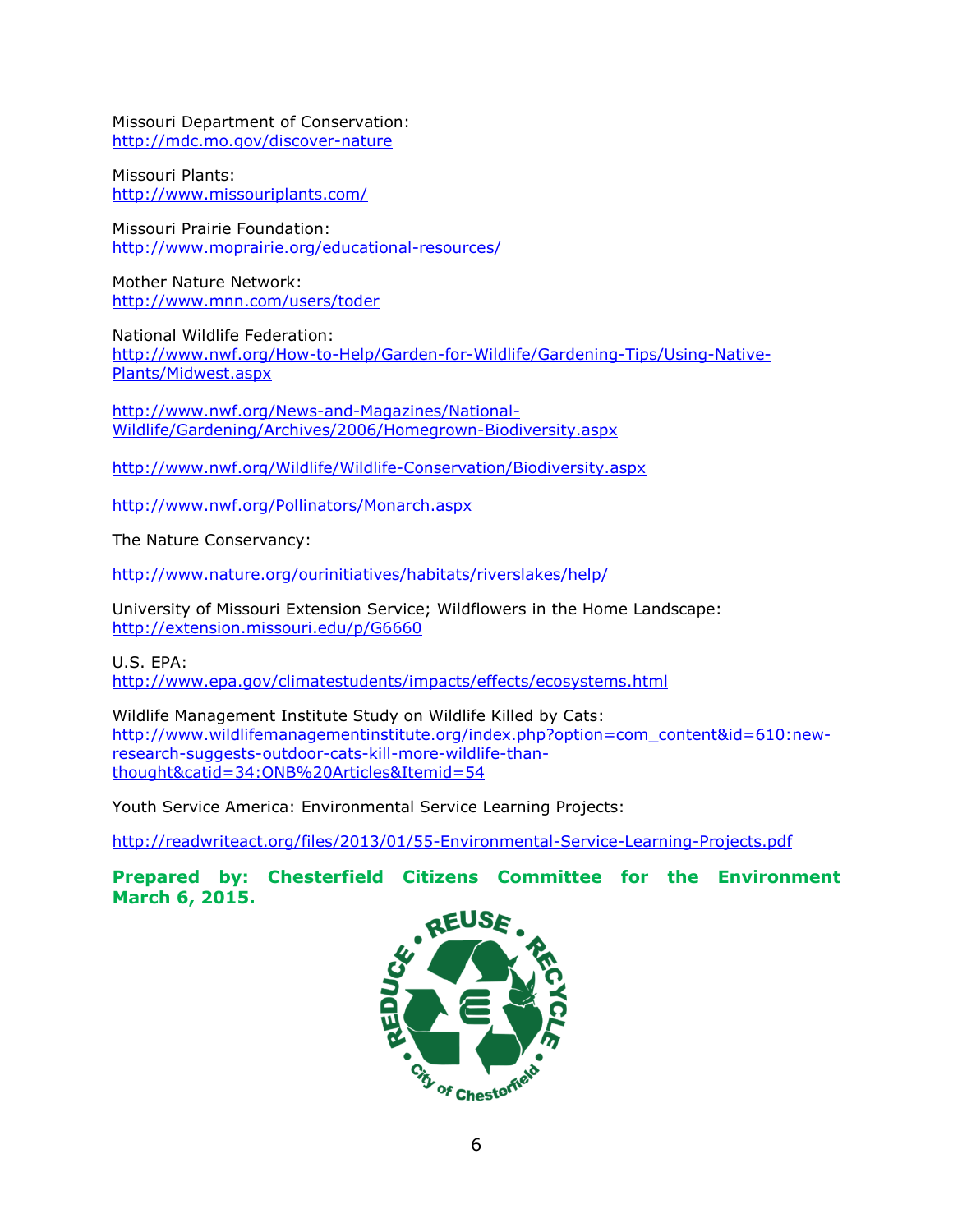Missouri Department of Conservation:
http://mdc.mo.gov/discover-nature

Missouri Plants:
http://www.missouriplants.com/

Missouri Prairie Foundation:
http://www.moprairie.org/educational-resources/

Mother Nature Network:
http://www.mnn.com/users/toder

National Wildlife Federation:
http://www.nwf.org/How-to-Help/Garden-for-Wildlife/Gardening-Tips/Using-Native-Plants/Midwest.aspx

http://www.nwf.org/News-and-Magazines/National-Wildlife/Gardening/Archives/2006/Homegrown-Biodiversity.aspx

http://www.nwf.org/Wildlife/Wildlife-Conservation/Biodiversity.aspx

http://www.nwf.org/Pollinators/Monarch.aspx

The Nature Conservancy:

http://www.nature.org/ourinitiatives/habitats/riverslakes/help/

University of Missouri Extension Service; Wildflowers in the Home Landscape:
http://extension.missouri.edu/p/G6660

U.S. EPA:
http://www.epa.gov/climatestudents/impacts/effects/ecosystems.html

Wildlife Management Institute Study on Wildlife Killed by Cats:
http://www.wildlifemanagementinstitute.org/index.php?option=com_content&id=610:new-research-suggests-outdoor-cats-kill-more-wildlife-than-thought&catid=34:ONB%20Articles&Itemid=54

Youth Service America: Environmental Service Learning Projects:

http://readwriteact.org/files/2013/01/55-Environmental-Service-Learning-Projects.pdf

**Prepared by: Chesterfield Citizens Committee for the Environment March 6, 2015.**